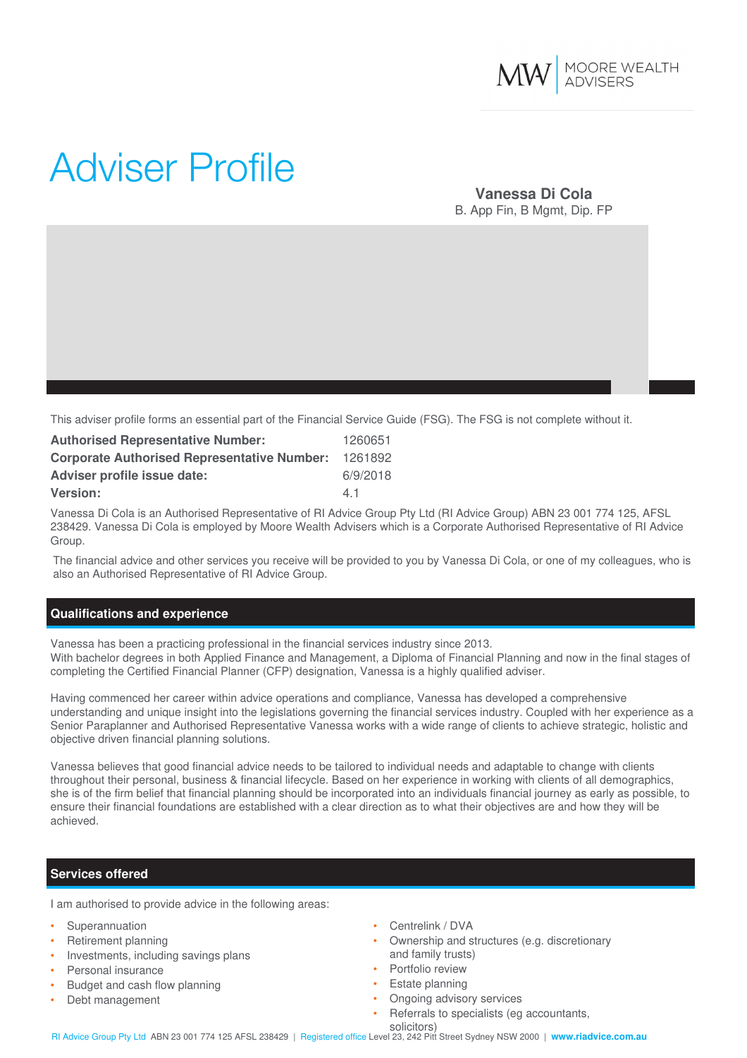MOORE WEALTH ADVISERS

# Adviser Profile

**Vanessa Di Cola**
B. App Fin, B Mgmt, Dip. FP

This adviser profile forms an essential part of the Financial Service Guide (FSG). The FSG is not complete without it.

| | |
|---|---|
| **Authorised Representative Number:** | 1260651 |
| **Corporate Authorised Representative Number:** | 1261892 |
| **Adviser profile issue date:** | 6/9/2018 |
| **Version:** | 4.1 |

Vanessa Di Cola is an Authorised Representative of RI Advice Group Pty Ltd (RI Advice Group) ABN 23 001 774 125, AFSL 238429. Vanessa Di Cola is employed by Moore Wealth Advisers which is a Corporate Authorised Representative of RI Advice Group.

The financial advice and other services you receive will be provided to you by Vanessa Di Cola, or one of my colleagues, who is also an Authorised Representative of RI Advice Group.

## Qualifications and experience

Vanessa has been a practicing professional in the financial services industry since 2013.
With bachelor degrees in both Applied Finance and Management, a Diploma of Financial Planning and now in the final stages of completing the Certified Financial Planner (CFP) designation, Vanessa is a highly qualified adviser.

Having commenced her career within advice operations and compliance, Vanessa has developed a comprehensive understanding and unique insight into the legislations governing the financial services industry. Coupled with her experience as a Senior Paraplanner and Authorised Representative Vanessa works with a wide range of clients to achieve strategic, holistic and objective driven financial planning solutions.

Vanessa believes that good financial advice needs to be tailored to individual needs and adaptable to change with clients throughout their personal, business & financial lifecycle. Based on her experience in working with clients of all demographics, she is of the firm belief that financial planning should be incorporated into an individuals financial journey as early as possible, to ensure their financial foundations are established with a clear direction as to what their objectives are and how they will be achieved.

## Services offered

I am authorised to provide advice in the following areas:

- Superannuation
- Retirement planning
- Investments, including savings plans
- Personal insurance
- Budget and cash flow planning
- Debt management
- Centrelink / DVA
- Ownership and structures (e.g. discretionary and family trusts)
- Portfolio review
- Estate planning
- Ongoing advisory services
- Referrals to specialists (eg accountants, solicitors)

RI Advice Group Pty Ltd ABN 23 001 774 125 AFSL 238429 | Registered office Level 23, 242 Pitt Street Sydney NSW 2000 | www.riadvice.com.au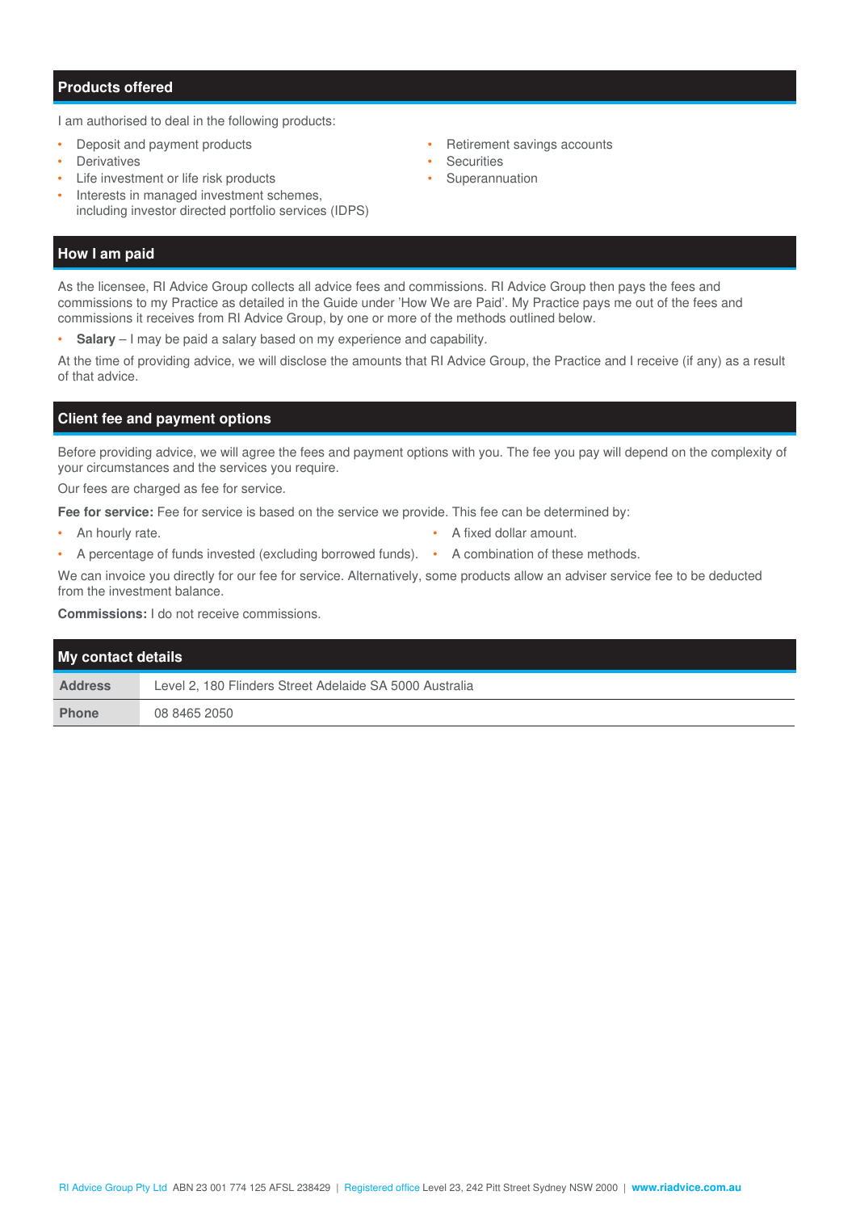## Products offered

I am authorised to deal in the following products:

- Deposit and payment products
- Derivatives
- Life investment or life risk products
- Interests in managed investment schemes, including investor directed portfolio services (IDPS)
- Retirement savings accounts
- Securities
- Superannuation

## How I am paid

As the licensee, RI Advice Group collects all advice fees and commissions. RI Advice Group then pays the fees and commissions to my Practice as detailed in the Guide under 'How We are Paid'. My Practice pays me out of the fees and commissions it receives from RI Advice Group, by one or more of the methods outlined below.

- **Salary** – I may be paid a salary based on my experience and capability.

At the time of providing advice, we will disclose the amounts that RI Advice Group, the Practice and I receive (if any) as a result of that advice.

## Client fee and payment options

Before providing advice, we will agree the fees and payment options with you. The fee you pay will depend on the complexity of your circumstances and the services you require.

Our fees are charged as fee for service.

**Fee for service:** Fee for service is based on the service we provide. This fee can be determined by:

- An hourly rate.
- A percentage of funds invested (excluding borrowed funds).
- A fixed dollar amount.
- A combination of these methods.

We can invoice you directly for our fee for service. Alternatively, some products allow an adviser service fee to be deducted from the investment balance.

**Commissions:** I do not receive commissions.

## My contact details

| | |
|---|---|
| **Address** | Level 2, 180 Flinders Street Adelaide SA 5000 Australia |
| **Phone** | 08 8465 2050 |

RI Advice Group Pty Ltd ABN 23 001 774 125 AFSL 238429 | Registered office Level 23, 242 Pitt Street Sydney NSW 2000 | **www.riadvice.com.au**